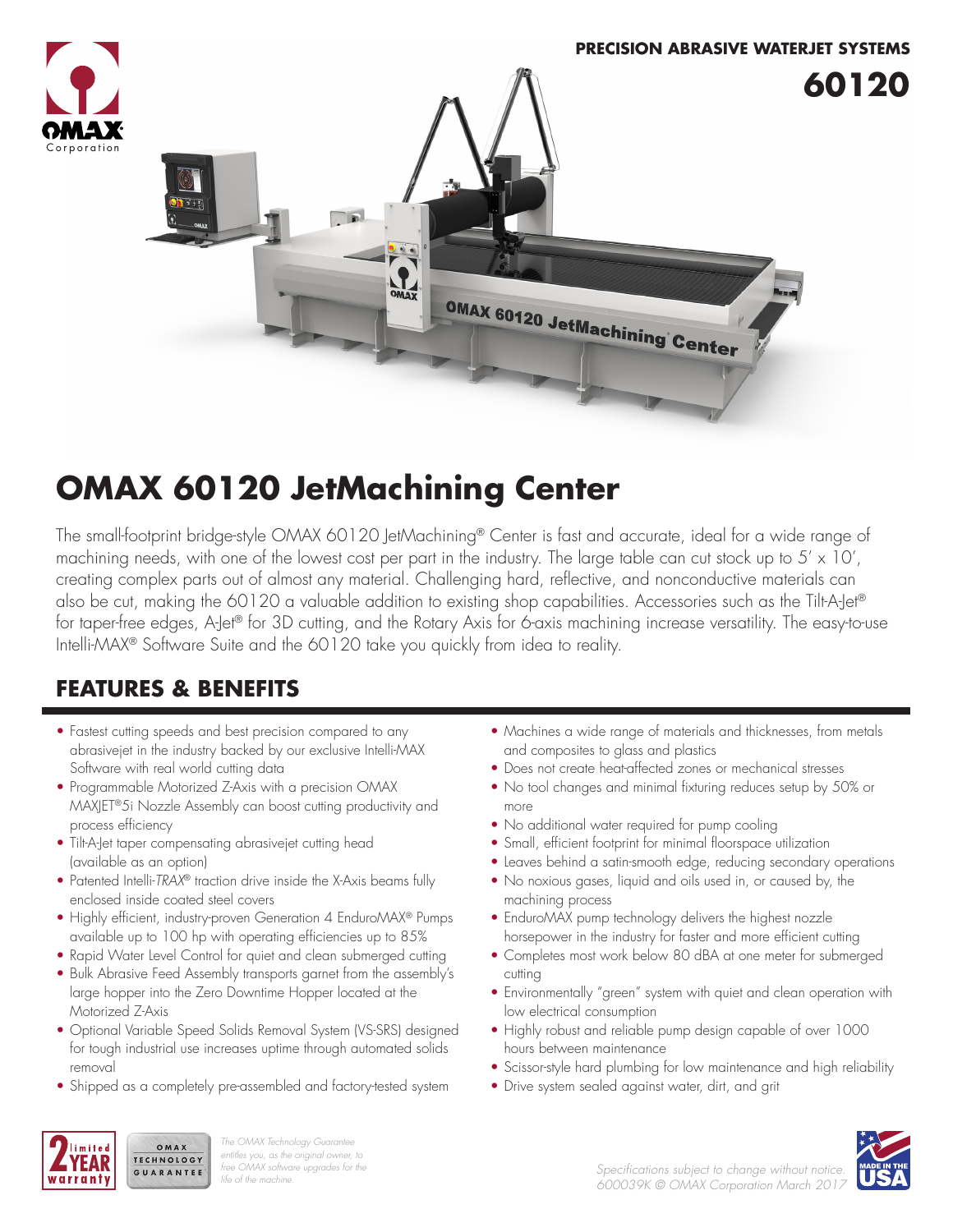PRECISION ABRASIVE WATERJET SYSTEMS

# 60120

# OMAX 60120 JetMachining Center

The small-footprint bridge-style OMAX 60120 JetMachining® Center is fast and accurate, ideal for a wide range of machining needs, with one of the lowest cost per part in the industry. The large table can cut stock up to 5′ x 10′, creating complex parts out of almost any material. Challenging hard, reflective, and nonconductive materials can also be cut, making the 60120 a valuable addition to existing shop capabilities. Accessories such as the Tilt-A-Jet® for taper-free edges, A-Jet® for 3D cutting, and the Rotary Axis for 6-axis machining increase versatility. The easy-to-use Intelli-MAX® Software Suite and the 60120 take you quickly from idea to reality.

## FEATURES & BENEFITS

- Fastest cutting speeds and best precision compared to any abrasivejet in the industry backed by our exclusive Intelli-MAX Software with real world cutting data
- Programmable Motorized Z-Axis with a precision OMAX MAXJET®5i Nozzle Assembly can boost cutting productivity and process efficiency
- Tilt-A-Jet taper compensating abrasivejet cutting head (available as an option)
- Patented Intelli-*TRAX*® traction drive inside the X-Axis beams fully enclosed inside coated steel covers
- Highly efficient, industry-proven Generation 4 EnduroMAX® Pumps available up to 100 hp with operating efficiencies up to 85%
- Rapid Water Level Control for quiet and clean submerged cutting
- Bulk Abrasive Feed Assembly transports garnet from the assembly's large hopper into the Zero Downtime Hopper located at the Motorized Z-Axis
- Optional Variable Speed Solids Removal System (VS-SRS) designed for tough industrial use increases uptime through automated solids removal
- Shipped as a completely pre-assembled and factory-tested system
- Machines a wide range of materials and thicknesses, from metals and composites to glass and plastics
- Does not create heat-affected zones or mechanical stresses
- No tool changes and minimal fixturing reduces setup by 50% or more
- No additional water required for pump cooling
- Small, efficient footprint for minimal floorspace utilization
- Leaves behind a satin-smooth edge, reducing secondary operations
- No noxious gases, liquid and oils used in, or caused by, the machining process
- EnduroMAX pump technology delivers the highest nozzle horsepower in the industry for faster and more efficient cutting
- Completes most work below 80 dBA at one meter for submerged cutting
- Environmentally "green" system with quiet and clean operation with low electrical consumption
- Highly robust and reliable pump design capable of over 1000 hours between maintenance
- Scissor-style hard plumbing for low maintenance and high reliability
- Drive system sealed against water, dirt, and grit

2 YEAR limited warranty

OMAX TECHNOLOGY GUARANTEE

*The OMAX Technology Guarantee entitles you, as the original owner, to free OMAX software upgrades for the life of the machine.*

*Specifications subject to change without notice.*
*600039K © OMAX Corporation March 2017*

MADE IN THE USA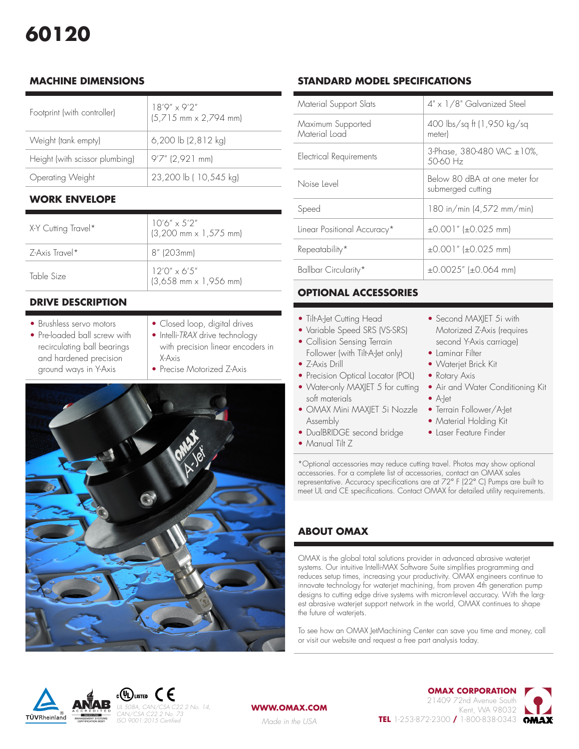# 60120

## MACHINE DIMENSIONS

| | |
|---|---|
| Footprint (with controller) | 18'9" x 9'2" (5,715 mm x 2,794 mm) |
| Weight (tank empty) | 6,200 lb (2,812 kg) |
| Height (with scissor plumbing) | 9'7" (2,921 mm) |
| Operating Weight | 23,200 lb ( 10,545 kg) |

## WORK ENVELOPE

| | |
|---|---|
| X-Y Cutting Travel* | 10'6" x 5'2" (3,200 mm x 1,575 mm) |
| Z-Axis Travel* | 8" (203mm) |
| Table Size | 12'0" x 6'5" (3,658 mm x 1,956 mm) |

## DRIVE DESCRIPTION

- Brushless servo motors
- Pre-loaded ball screw with recirculating ball bearings and hardened precision ground ways in Y-Axis
- Closed loop, digital drives
- Intelli-*TRAX* drive technology with precision linear encoders in X-Axis
- Precise Motorized Z-Axis

## STANDARD MODEL SPECIFICATIONS

| | |
|---|---|
| Material Support Slats | 4" x 1/8" Galvanized Steel |
| Maximum Supported Material Load | 400 lbs/sq ft (1,950 kg/sq meter) |
| Electrical Requirements | 3-Phase, 380-480 VAC ±10%, 50-60 Hz |
| Noise Level | Below 80 dBA at one meter for submerged cutting |
| Speed | 180 in/min (4,572 mm/min) |
| Linear Positional Accuracy* | ±0.001" (±0.025 mm) |
| Repeatability* | ±0.001" (±0.025 mm) |
| Ballbar Circularity* | ±0.0025" (±0.064 mm) |

## OPTIONAL ACCESSORIES

- Tilt-A-Jet Cutting Head
- Variable Speed SRS (VS-SRS)
- Collision Sensing Terrain Follower (with Tilt-A-Jet only)
- Z-Axis Drill
- Precision Optical Locator (POL)
- Water-only MAXJET 5 for cutting soft materials
- OMAX Mini MAXJET 5i Nozzle Assembly
- DualBRIDGE second bridge
- Manual Tilt Z
- Second MAXJET 5i with Motorized Z-Axis (requires second Y-Axis carriage)
- Laminar Filter
- Waterjet Brick Kit
- Rotary Axis
- Air and Water Conditioning Kit
- A-Jet
- Terrain Follower/A-Jet
- Material Holding Kit
- Laser Feature Finder

*Optional accessories may reduce cutting travel. Photos may show optional accessories. For a complete list of accessories, contact an OMAX sales representative. Accuracy specifications are at 72° F (22° C) Pumps are built to meet UL and CE specifications. Contact OMAX for detailed utility requirements.

## ABOUT OMAX

OMAX is the global total solutions provider in advanced abrasive waterjet systems. Our intuitive Intelli-MAX Software Suite simplifies programming and reduces setup times, increasing your productivity. OMAX engineers continue to innovate technology for waterjet machining, from proven 4th generation pump designs to cutting edge drive systems with micron-level accuracy. With the largest abrasive waterjet support network in the world, OMAX continues to shape the future of waterjets.

To see how an OMAX JetMachining Center can save you time and money, call or visit our website and request a free part analysis today.

UL 508A, CAN/CSA C22.2 No. 14, CAN/CSA C22.2 No. 73
ISO 9001:2015 Certified

**WWW.OMAX.COM**

*Made in the USA*

**OMAX CORPORATION**
21409 72nd Avenue South
Kent, WA 98032
**TEL** 1-253-872-2300 / 1-800-838-0343